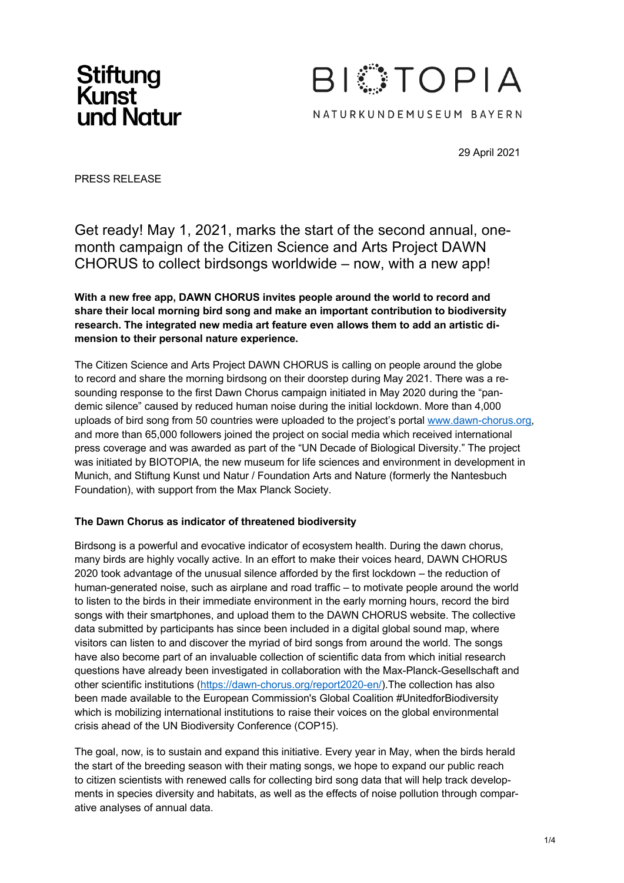Stiftung Kunst und Natur

BIOTOPIA

NATURKUNDEMUSEUM BAYERN

29 April 2021

PRESS RELEASE

# Get ready! May 1, 2021, marks the start of the second annual, one-month campaign of the Citizen Science and Arts Project DAWN CHORUS to collect birdsongs worldwide – now, with a new app!

**With a new free app, DAWN CHORUS invites people around the world to record and share their local morning bird song and make an important contribution to biodiversity research. The integrated new media art feature even allows them to add an artistic dimension to their personal nature experience.**

The Citizen Science and Arts Project DAWN CHORUS is calling on people around the globe to record and share the morning birdsong on their doorstep during May 2021. There was a resounding response to the first Dawn Chorus campaign initiated in May 2020 during the "pandemic silence" caused by reduced human noise during the initial lockdown. More than 4,000 uploads of bird song from 50 countries were uploaded to the project's portal www.dawn-chorus.org, and more than 65,000 followers joined the project on social media which received international press coverage and was awarded as part of the "UN Decade of Biological Diversity." The project was initiated by BIOTOPIA, the new museum for life sciences and environment in development in Munich, and Stiftung Kunst und Natur / Foundation Arts and Nature (formerly the Nantesbuch Foundation), with support from the Max Planck Society.

### The Dawn Chorus as indicator of threatened biodiversity

Birdsong is a powerful and evocative indicator of ecosystem health. During the dawn chorus, many birds are highly vocally active. In an effort to make their voices heard, DAWN CHORUS 2020 took advantage of the unusual silence afforded by the first lockdown – the reduction of human-generated noise, such as airplane and road traffic – to motivate people around the world to listen to the birds in their immediate environment in the early morning hours, record the bird songs with their smartphones, and upload them to the DAWN CHORUS website. The collective data submitted by participants has since been included in a digital global sound map, where visitors can listen to and discover the myriad of bird songs from around the world. The songs have also become part of an invaluable collection of scientific data from which initial research questions have already been investigated in collaboration with the Max-Planck-Gesellschaft and other scientific institutions (https://dawn-chorus.org/report2020-en/).The collection has also been made available to the European Commission's Global Coalition #UnitedforBiodiversity which is mobilizing international institutions to raise their voices on the global environmental crisis ahead of the UN Biodiversity Conference (COP15).

The goal, now, is to sustain and expand this initiative. Every year in May, when the birds herald the start of the breeding season with their mating songs, we hope to expand our public reach to citizen scientists with renewed calls for collecting bird song data that will help track developments in species diversity and habitats, as well as the effects of noise pollution through comparative analyses of annual data.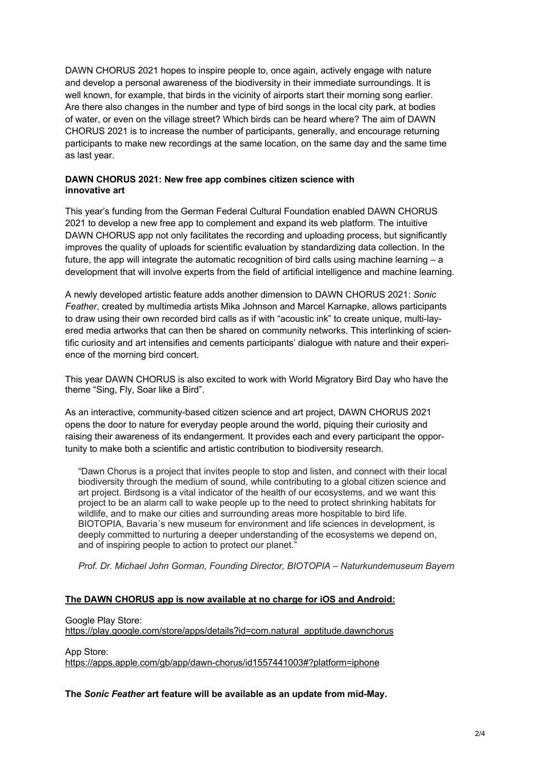DAWN CHORUS 2021 hopes to inspire people to, once again, actively engage with nature and develop a personal awareness of the biodiversity in their immediate surroundings. It is well known, for example, that birds in the vicinity of airports start their morning song earlier. Are there also changes in the number and type of bird songs in the local city park, at bodies of water, or even on the village street? Which birds can be heard where? The aim of DAWN CHORUS 2021 is to increase the number of participants, generally, and encourage returning participants to make new recordings at the same location, on the same day and the same time as last year.

**DAWN CHORUS 2021: New free app combines citizen science with innovative art**

This year's funding from the German Federal Cultural Foundation enabled DAWN CHORUS 2021 to develop a new free app to complement and expand its web platform. The intuitive DAWN CHORUS app not only facilitates the recording and uploading process, but significantly improves the quality of uploads for scientific evaluation by standardizing data collection. In the future, the app will integrate the automatic recognition of bird calls using machine learning – a development that will involve experts from the field of artificial intelligence and machine learning.

A newly developed artistic feature adds another dimension to DAWN CHORUS 2021: *Sonic Feather*, created by multimedia artists Mika Johnson and Marcel Karnapke, allows participants to draw using their own recorded bird calls as if with "acoustic ink" to create unique, multi-layered media artworks that can then be shared on community networks. This interlinking of scientific curiosity and art intensifies and cements participants' dialogue with nature and their experience of the morning bird concert.

This year DAWN CHORUS is also excited to work with World Migratory Bird Day who have the theme "Sing, Fly, Soar like a Bird".

As an interactive, community-based citizen science and art project, DAWN CHORUS 2021 opens the door to nature for everyday people around the world, piquing their curiosity and raising their awareness of its endangerment. It provides each and every participant the opportunity to make both a scientific and artistic contribution to biodiversity research.

> "Dawn Chorus is a project that invites people to stop and listen, and connect with their local biodiversity through the medium of sound, while contributing to a global citizen science and art project. Birdsong is a vital indicator of the health of our ecosystems, and we want this project to be an alarm call to wake people up to the need to protect shrinking habitats for wildlife, and to make our cities and surrounding areas more hospitable to bird life. BIOTOPIA, Bavaria´s new museum for environment and life sciences in development, is deeply committed to nurturing a deeper understanding of the ecosystems we depend on, and of inspiring people to action to protect our planet."
>
> *Prof. Dr. Michael John Gorman, Founding Director, BIOTOPIA – Naturkundemuseum Bayern*

**The DAWN CHORUS app is now available at no charge for iOS and Android:**

Google Play Store:
https://play.google.com/store/apps/details?id=com.natural_apptitude.dawnchorus

App Store:
https://apps.apple.com/gb/app/dawn-chorus/id1557441003#?platform=iphone

**The *Sonic Feather* art feature will be available as an update from mid-May.**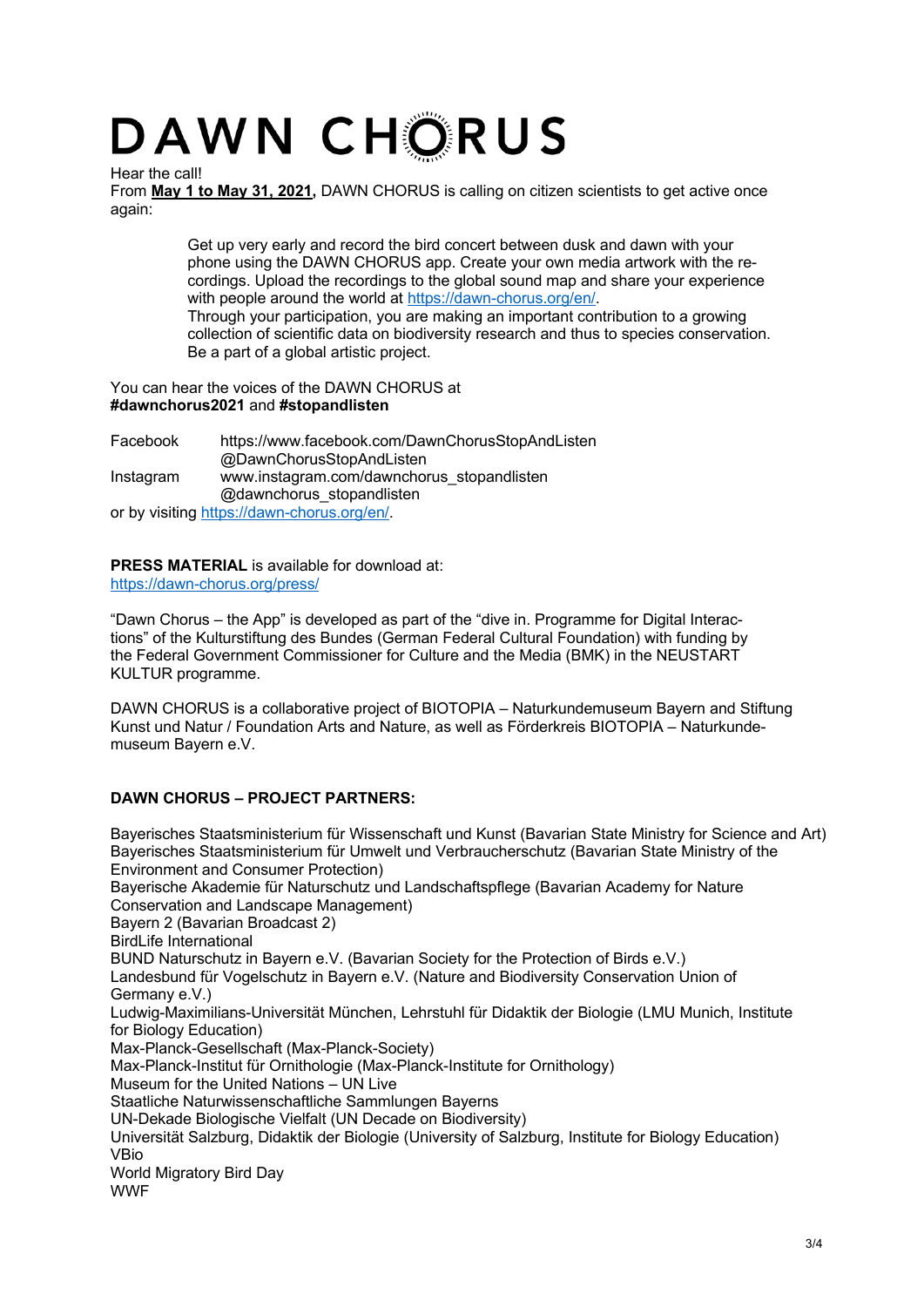# DAWN CHORUS

Hear the call!

From **May 1 to May 31, 2021,** DAWN CHORUS is calling on citizen scientists to get active once again:

> Get up very early and record the bird concert between dusk and dawn with your phone using the DAWN CHORUS app. Create your own media artwork with the recordings. Upload the recordings to the global sound map and share your experience with people around the world at https://dawn-chorus.org/en/.
> Through your participation, you are making an important contribution to a growing collection of scientific data on biodiversity research and thus to species conservation. Be a part of a global artistic project.

You can hear the voices of the DAWN CHORUS at
**#dawnchorus2021** and **#stopandlisten**

| | |
|---|---|
| Facebook | https://www.facebook.com/DawnChorusStopAndListen<br>@DawnChorusStopAndListen |
| Instagram | www.instagram.com/dawnchorus_stopandlisten<br>@dawnchorus_stopandlisten |

or by visiting https://dawn-chorus.org/en/.

**PRESS MATERIAL** is available for download at:
https://dawn-chorus.org/press/

"Dawn Chorus – the App" is developed as part of the "dive in. Programme for Digital Interactions" of the Kulturstiftung des Bundes (German Federal Cultural Foundation) with funding by the Federal Government Commissioner for Culture and the Media (BMK) in the NEUSTART KULTUR programme.

DAWN CHORUS is a collaborative project of BIOTOPIA – Naturkundemuseum Bayern and Stiftung Kunst und Natur / Foundation Arts and Nature, as well as Förderkreis BIOTOPIA – Naturkundemuseum Bayern e.V.

**DAWN CHORUS – PROJECT PARTNERS:**

Bayerisches Staatsministerium für Wissenschaft und Kunst (Bavarian State Ministry for Science and Art)
Bayerisches Staatsministerium für Umwelt und Verbraucherschutz (Bavarian State Ministry of the Environment and Consumer Protection)
Bayerische Akademie für Naturschutz und Landschaftspflege (Bavarian Academy for Nature Conservation and Landscape Management)
Bayern 2 (Bavarian Broadcast 2)
BirdLife International
BUND Naturschutz in Bayern e.V. (Bavarian Society for the Protection of Birds e.V.)
Landesbund für Vogelschutz in Bayern e.V. (Nature and Biodiversity Conservation Union of Germany e.V.)
Ludwig-Maximilians-Universität München, Lehrstuhl für Didaktik der Biologie (LMU Munich, Institute for Biology Education)
Max-Planck-Gesellschaft (Max-Planck-Society)
Max-Planck-Institut für Ornithologie (Max-Planck-Institute for Ornithology)
Museum for the United Nations – UN Live
Staatliche Naturwissenschaftliche Sammlungen Bayerns
UN-Dekade Biologische Vielfalt (UN Decade on Biodiversity)
Universität Salzburg, Didaktik der Biologie (University of Salzburg, Institute for Biology Education)
VBio
World Migratory Bird Day
WWF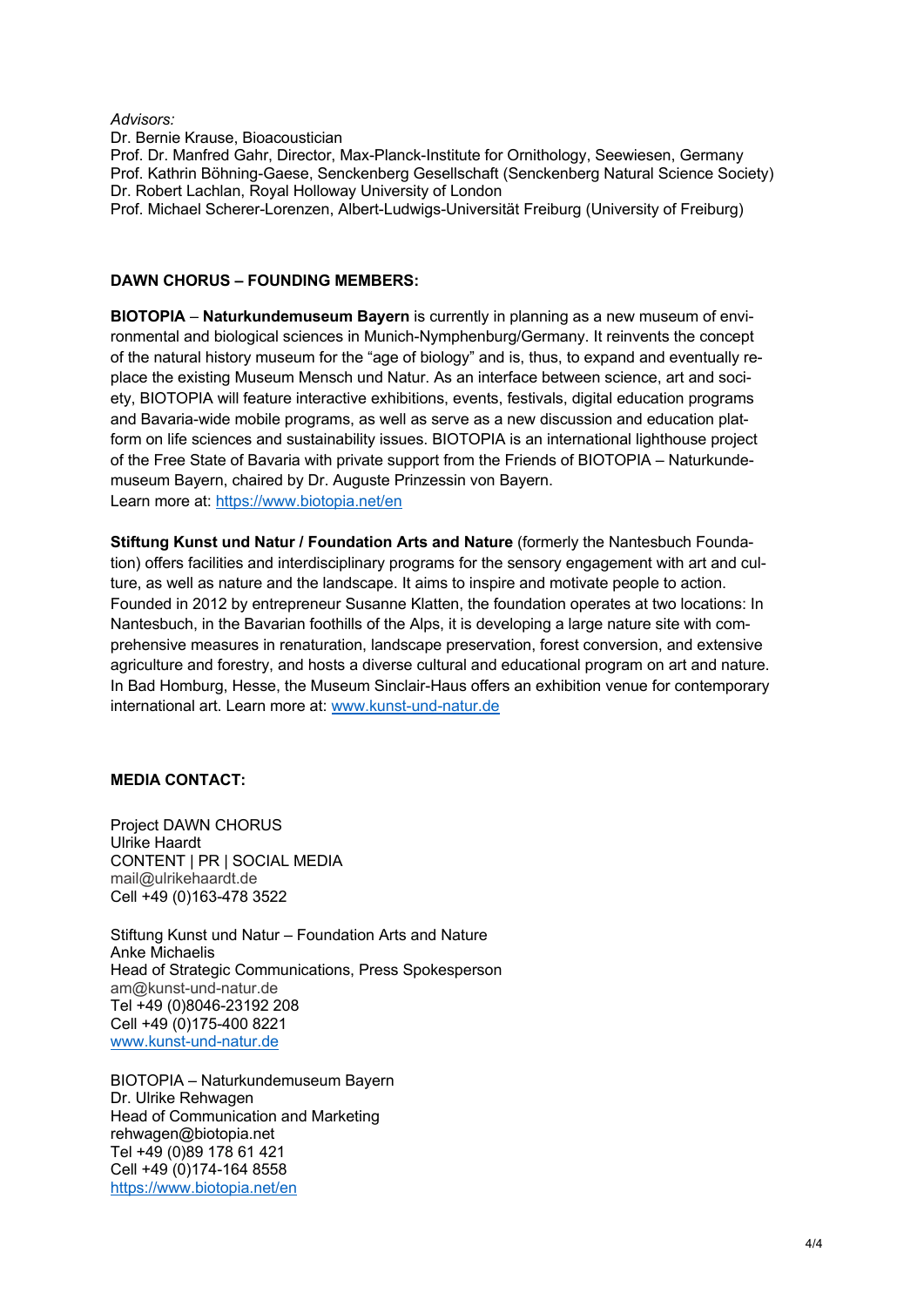*Advisors:*
Dr. Bernie Krause, Bioacoustician
Prof. Dr. Manfred Gahr, Director, Max-Planck-Institute for Ornithology, Seewiesen, Germany
Prof. Kathrin Böhning-Gaese, Senckenberg Gesellschaft (Senckenberg Natural Science Society)
Dr. Robert Lachlan, Royal Holloway University of London
Prof. Michael Scherer-Lorenzen, Albert-Ludwigs-Universität Freiburg (University of Freiburg)

**DAWN CHORUS – FOUNDING MEMBERS:**

**BIOTOPIA** – **Naturkundemuseum Bayern** is currently in planning as a new museum of environmental and biological sciences in Munich-Nymphenburg/Germany. It reinvents the concept of the natural history museum for the "age of biology" and is, thus, to expand and eventually replace the existing Museum Mensch und Natur. As an interface between science, art and society, BIOTOPIA will feature interactive exhibitions, events, festivals, digital education programs and Bavaria-wide mobile programs, as well as serve as a new discussion and education platform on life sciences and sustainability issues. BIOTOPIA is an international lighthouse project of the Free State of Bavaria with private support from the Friends of BIOTOPIA – Naturkundemuseum Bayern, chaired by Dr. Auguste Prinzessin von Bayern.
Learn more at: https://www.biotopia.net/en

**Stiftung Kunst und Natur / Foundation Arts and Nature** (formerly the Nantesbuch Foundation) offers facilities and interdisciplinary programs for the sensory engagement with art and culture, as well as nature and the landscape. It aims to inspire and motivate people to action. Founded in 2012 by entrepreneur Susanne Klatten, the foundation operates at two locations: In Nantesbuch, in the Bavarian foothills of the Alps, it is developing a large nature site with comprehensive measures in renaturation, landscape preservation, forest conversion, and extensive agriculture and forestry, and hosts a diverse cultural and educational program on art and nature. In Bad Homburg, Hesse, the Museum Sinclair-Haus offers an exhibition venue for contemporary international art. Learn more at: www.kunst-und-natur.de

**MEDIA CONTACT:**

Project DAWN CHORUS
Ulrike Haardt
CONTENT | PR | SOCIAL MEDIA
mail@ulrikehaardt.de
Cell +49 (0)163-478 3522

Stiftung Kunst und Natur – Foundation Arts and Nature
Anke Michaelis
Head of Strategic Communications, Press Spokesperson
am@kunst-und-natur.de
Tel +49 (0)8046-23192 208
Cell +49 (0)175-400 8221
www.kunst-und-natur.de

BIOTOPIA – Naturkundemuseum Bayern
Dr. Ulrike Rehwagen
Head of Communication and Marketing
rehwagen@biotopia.net
Tel +49 (0)89 178 61 421
Cell +49 (0)174-164 8558
https://www.biotopia.net/en